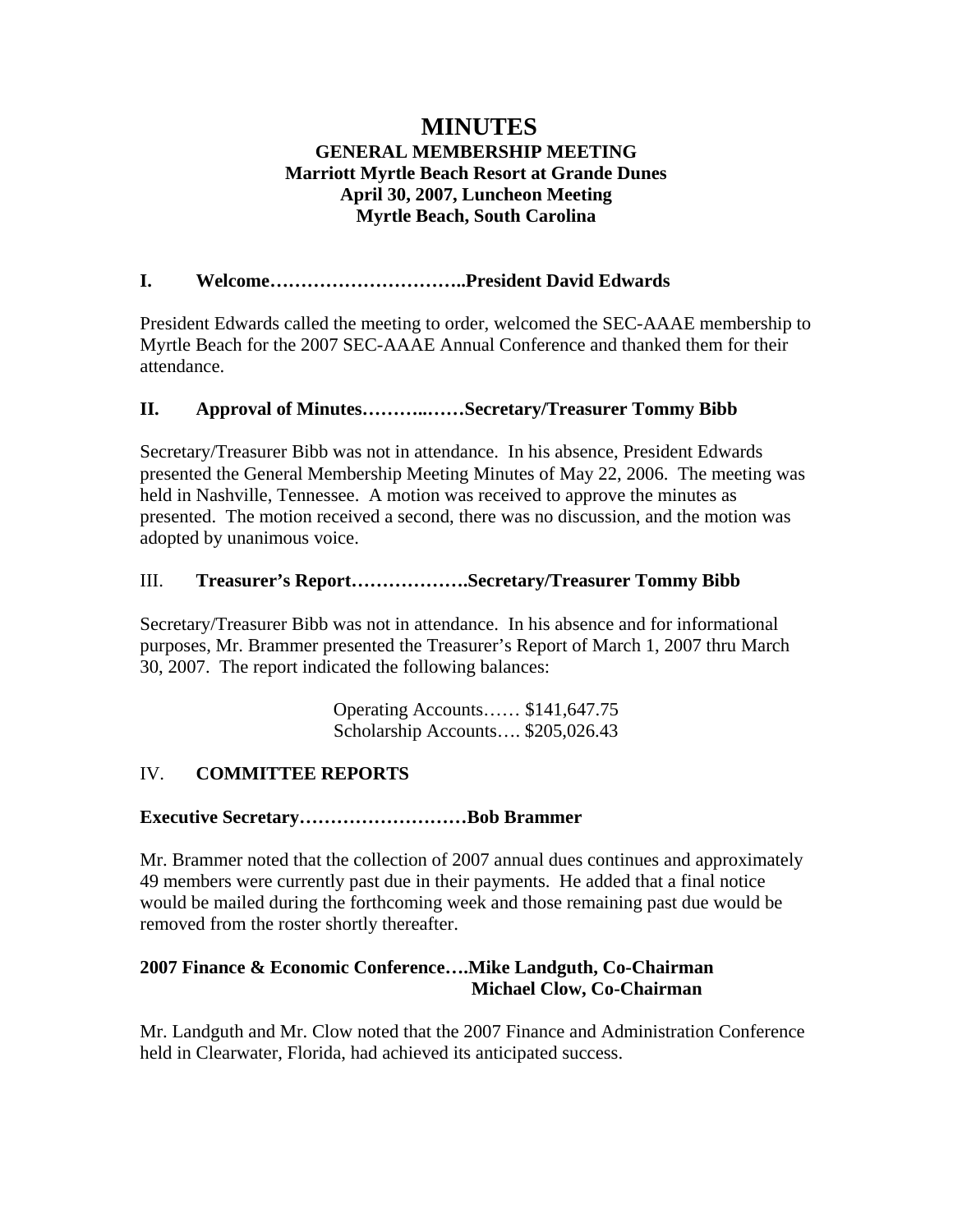# MINUTES

**GENERAL MEMBERSHIP MEETING**
**Marriott Myrtle Beach Resort at Grande Dunes**
**April 30, 2007, Luncheon Meeting**
**Myrtle Beach, South Carolina**

## I. Welcome…………………………..President David Edwards

President Edwards called the meeting to order, welcomed the SEC-AAAE membership to Myrtle Beach for the 2007 SEC-AAAE Annual Conference and thanked them for their attendance.

## II. Approval of Minutes………..……Secretary/Treasurer Tommy Bibb

Secretary/Treasurer Bibb was not in attendance. In his absence, President Edwards presented the General Membership Meeting Minutes of May 22, 2006. The meeting was held in Nashville, Tennessee. A motion was received to approve the minutes as presented. The motion received a second, there was no discussion, and the motion was adopted by unanimous voice.

## III. Treasurer's Report……………….Secretary/Treasurer Tommy Bibb

Secretary/Treasurer Bibb was not in attendance. In his absence and for informational purposes, Mr. Brammer presented the Treasurer's Report of March 1, 2007 thru March 30, 2007. The report indicated the following balances:

Operating Accounts…… $141,647.75
Scholarship Accounts…. $205,026.43

## IV. COMMITTEE REPORTS

### Executive Secretary………………………Bob Brammer

Mr. Brammer noted that the collection of 2007 annual dues continues and approximately 49 members were currently past due in their payments. He added that a final notice would be mailed during the forthcoming week and those remaining past due would be removed from the roster shortly thereafter.

### 2007 Finance & Economic Conference….Mike Landguth, Co-Chairman / Michael Clow, Co-Chairman

Mr. Landguth and Mr. Clow noted that the 2007 Finance and Administration Conference held in Clearwater, Florida, had achieved its anticipated success.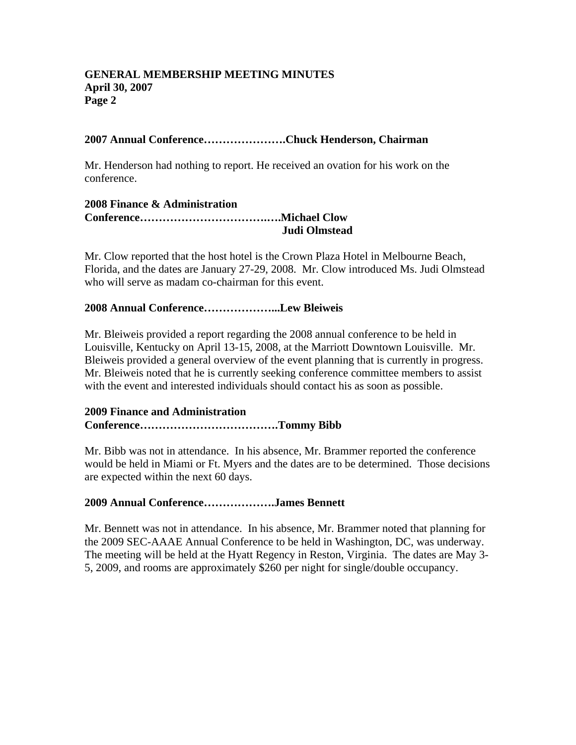**2007 Annual Conference………………….Chuck Henderson, Chairman**

Mr. Henderson had nothing to report. He received an ovation for his work on the conference.

**2008 Finance & Administration Conference…………………………….….Michael Clow**
**Judi Olmstead**

Mr. Clow reported that the host hotel is the Crown Plaza Hotel in Melbourne Beach, Florida, and the dates are January 27-29, 2008. Mr. Clow introduced Ms. Judi Olmstead who will serve as madam co-chairman for this event.

**2008 Annual Conference………………...Lew Bleiweis**

Mr. Bleiweis provided a report regarding the 2008 annual conference to be held in Louisville, Kentucky on April 13-15, 2008, at the Marriott Downtown Louisville. Mr. Bleiweis provided a general overview of the event planning that is currently in progress. Mr. Bleiweis noted that he is currently seeking conference committee members to assist with the event and interested individuals should contact his as soon as possible.

**2009 Finance and Administration Conference……………………………….Tommy Bibb**

Mr. Bibb was not in attendance. In his absence, Mr. Brammer reported the conference would be held in Miami or Ft. Myers and the dates are to be determined. Those decisions are expected within the next 60 days.

**2009 Annual Conference……………….James Bennett**

Mr. Bennett was not in attendance. In his absence, Mr. Brammer noted that planning for the 2009 SEC-AAAE Annual Conference to be held in Washington, DC, was underway. The meeting will be held at the Hyatt Regency in Reston, Virginia. The dates are May 3-5, 2009, and rooms are approximately $260 per night for single/double occupancy.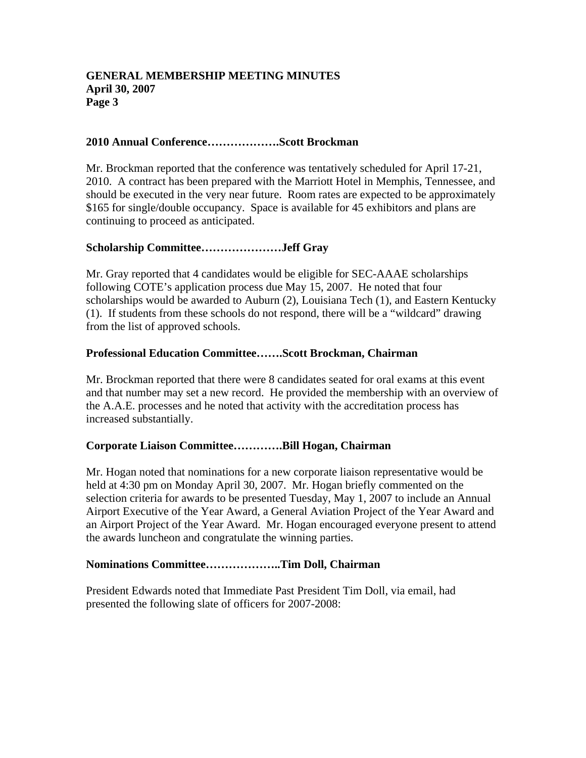**2010 Annual Conference……………….Scott Brockman**

Mr. Brockman reported that the conference was tentatively scheduled for April 17-21, 2010. A contract has been prepared with the Marriott Hotel in Memphis, Tennessee, and should be executed in the very near future. Room rates are expected to be approximately $165 for single/double occupancy. Space is available for 45 exhibitors and plans are continuing to proceed as anticipated.

**Scholarship Committee…………………Jeff Gray**

Mr. Gray reported that 4 candidates would be eligible for SEC-AAAE scholarships following COTE's application process due May 15, 2007. He noted that four scholarships would be awarded to Auburn (2), Louisiana Tech (1), and Eastern Kentucky (1). If students from these schools do not respond, there will be a "wildcard" drawing from the list of approved schools.

**Professional Education Committee…….Scott Brockman, Chairman**

Mr. Brockman reported that there were 8 candidates seated for oral exams at this event and that number may set a new record. He provided the membership with an overview of the A.A.E. processes and he noted that activity with the accreditation process has increased substantially.

**Corporate Liaison Committee………….Bill Hogan, Chairman**

Mr. Hogan noted that nominations for a new corporate liaison representative would be held at 4:30 pm on Monday April 30, 2007. Mr. Hogan briefly commented on the selection criteria for awards to be presented Tuesday, May 1, 2007 to include an Annual Airport Executive of the Year Award, a General Aviation Project of the Year Award and an Airport Project of the Year Award. Mr. Hogan encouraged everyone present to attend the awards luncheon and congratulate the winning parties.

**Nominations Committee………………..Tim Doll, Chairman**

President Edwards noted that Immediate Past President Tim Doll, via email, had presented the following slate of officers for 2007-2008: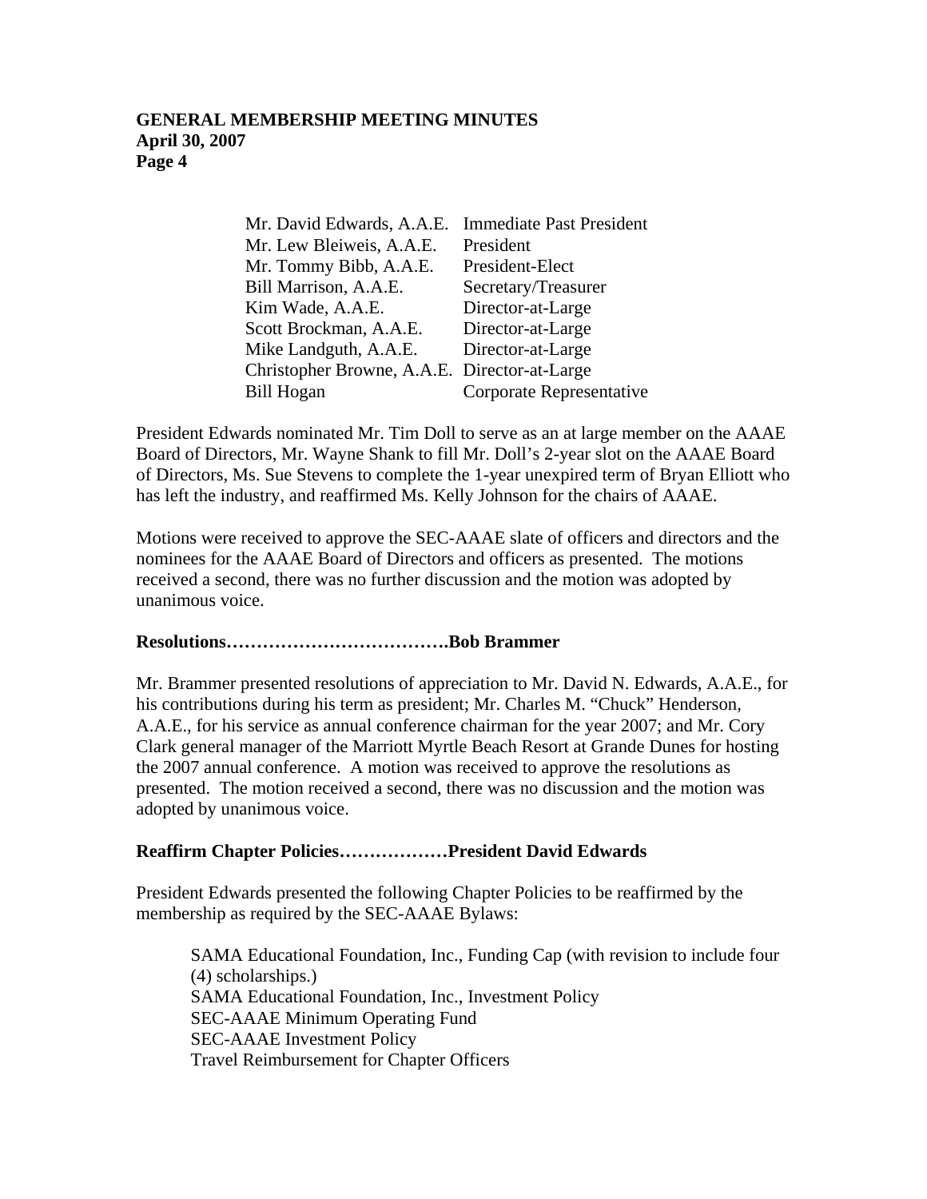| | |
|---|---|
| Mr. David Edwards, A.A.E. | Immediate Past President |
| Mr. Lew Bleiweis, A.A.E. | President |
| Mr. Tommy Bibb, A.A.E. | President-Elect |
| Bill Marrison, A.A.E. | Secretary/Treasurer |
| Kim Wade, A.A.E. | Director-at-Large |
| Scott Brockman, A.A.E. | Director-at-Large |
| Mike Landguth, A.A.E. | Director-at-Large |
| Christopher Browne, A.A.E. | Director-at-Large |
| Bill Hogan | Corporate Representative |

President Edwards nominated Mr. Tim Doll to serve as an at large member on the AAAE Board of Directors, Mr. Wayne Shank to fill Mr. Doll's 2-year slot on the AAAE Board of Directors, Ms. Sue Stevens to complete the 1-year unexpired term of Bryan Elliott who has left the industry, and reaffirmed Ms. Kelly Johnson for the chairs of AAAE.

Motions were received to approve the SEC-AAAE slate of officers and directors and the nominees for the AAAE Board of Directors and officers as presented. The motions received a second, there was no further discussion and the motion was adopted by unanimous voice.

**Resolutions……………………………….Bob Brammer**

Mr. Brammer presented resolutions of appreciation to Mr. David N. Edwards, A.A.E., for his contributions during his term as president; Mr. Charles M. "Chuck" Henderson, A.A.E., for his service as annual conference chairman for the year 2007; and Mr. Cory Clark general manager of the Marriott Myrtle Beach Resort at Grande Dunes for hosting the 2007 annual conference. A motion was received to approve the resolutions as presented. The motion received a second, there was no discussion and the motion was adopted by unanimous voice.

**Reaffirm Chapter Policies………………President David Edwards**

President Edwards presented the following Chapter Policies to be reaffirmed by the membership as required by the SEC-AAAE Bylaws:

SAMA Educational Foundation, Inc., Funding Cap (with revision to include four (4) scholarships.)
SAMA Educational Foundation, Inc., Investment Policy
SEC-AAAE Minimum Operating Fund
SEC-AAAE Investment Policy
Travel Reimbursement for Chapter Officers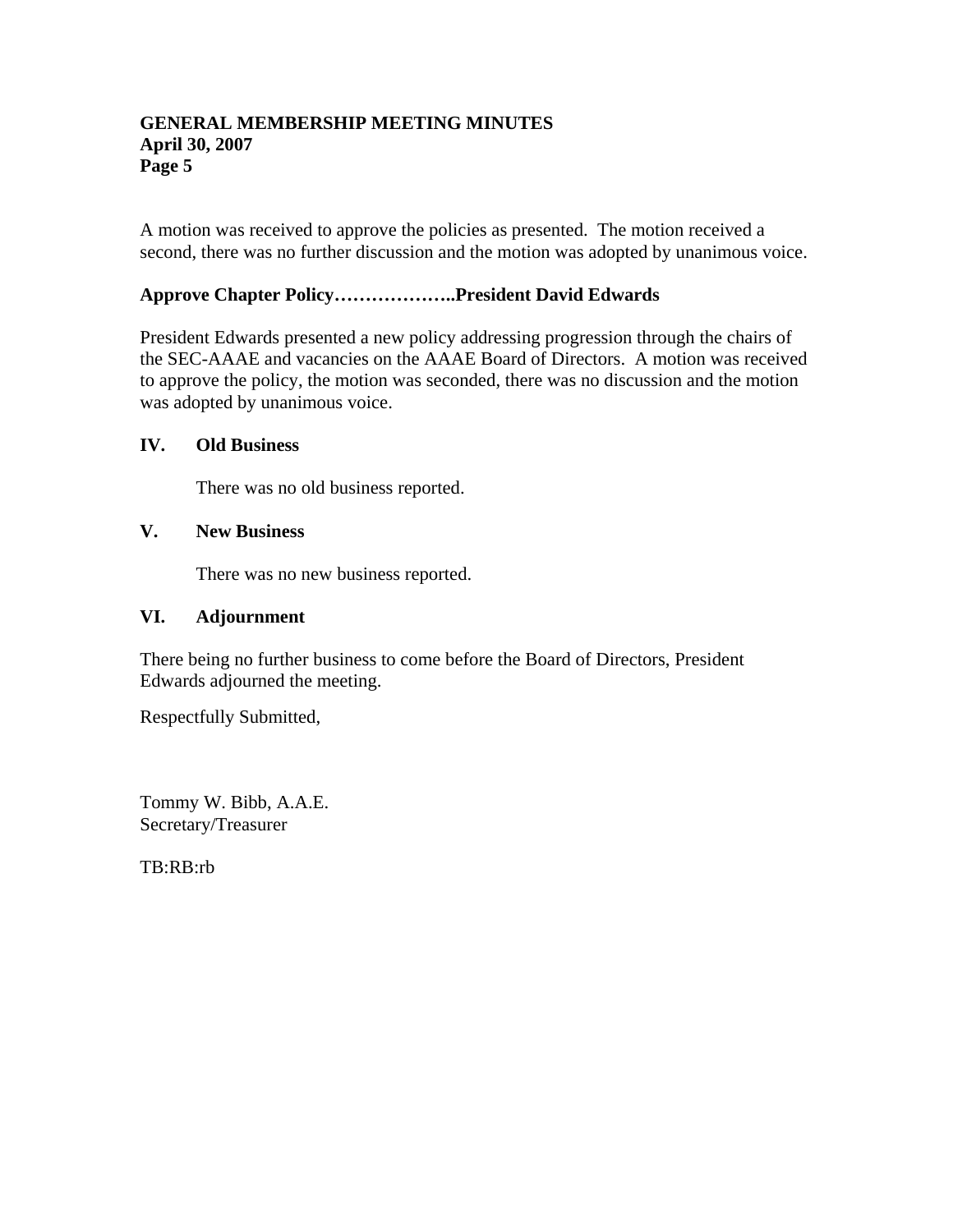A motion was received to approve the policies as presented. The motion received a second, there was no further discussion and the motion was adopted by unanimous voice.

**Approve Chapter Policy………………..President David Edwards**

President Edwards presented a new policy addressing progression through the chairs of the SEC-AAAE and vacancies on the AAAE Board of Directors. A motion was received to approve the policy, the motion was seconded, there was no discussion and the motion was adopted by unanimous voice.

## IV. Old Business

There was no old business reported.

## V. New Business

There was no new business reported.

## VI. Adjournment

There being no further business to come before the Board of Directors, President Edwards adjourned the meeting.

Respectfully Submitted,

Tommy W. Bibb, A.A.E.
Secretary/Treasurer

TB:RB:rb